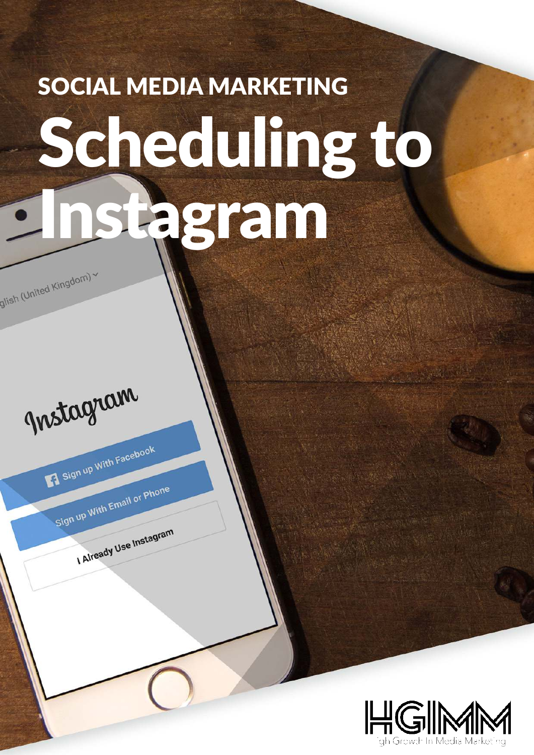SOCIAL MEDIA MARKETING

# Scheduling to Instagram

HGIMM

High Growth In Media Marketing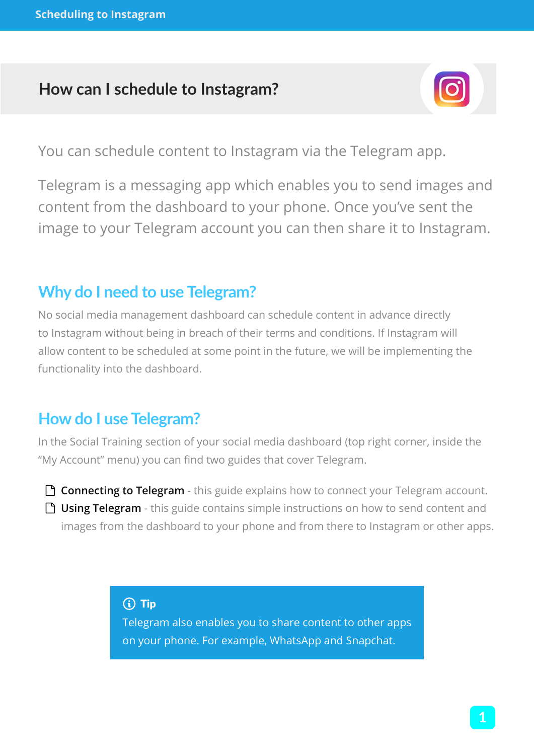## How can I schedule to Instagram?

You can schedule content to Instagram via the Telegram app.

Telegram is a messaging app which enables you to send images and content from the dashboard to your phone. Once you've sent the image to your Telegram account you can then share it to Instagram.

### Why do I need to use Telegram?

No social media management dashboard can schedule content in advance directly to Instagram without being in breach of their terms and conditions. If Instagram will allow content to be scheduled at some point in the future, we will be implementing the functionality into the dashboard.

### How do I use Telegram?

In the Social Training section of your social media dashboard (top right corner, inside the "My Account" menu) you can find two guides that cover Telegram.

- **Connecting to Telegram** - this guide explains how to connect your Telegram account.
- **Using Telegram** - this guide contains simple instructions on how to send content and images from the dashboard to your phone and from there to Instagram or other apps.

> **Tip**
> Telegram also enables you to share content to other apps on your phone. For example, WhatsApp and Snapchat.